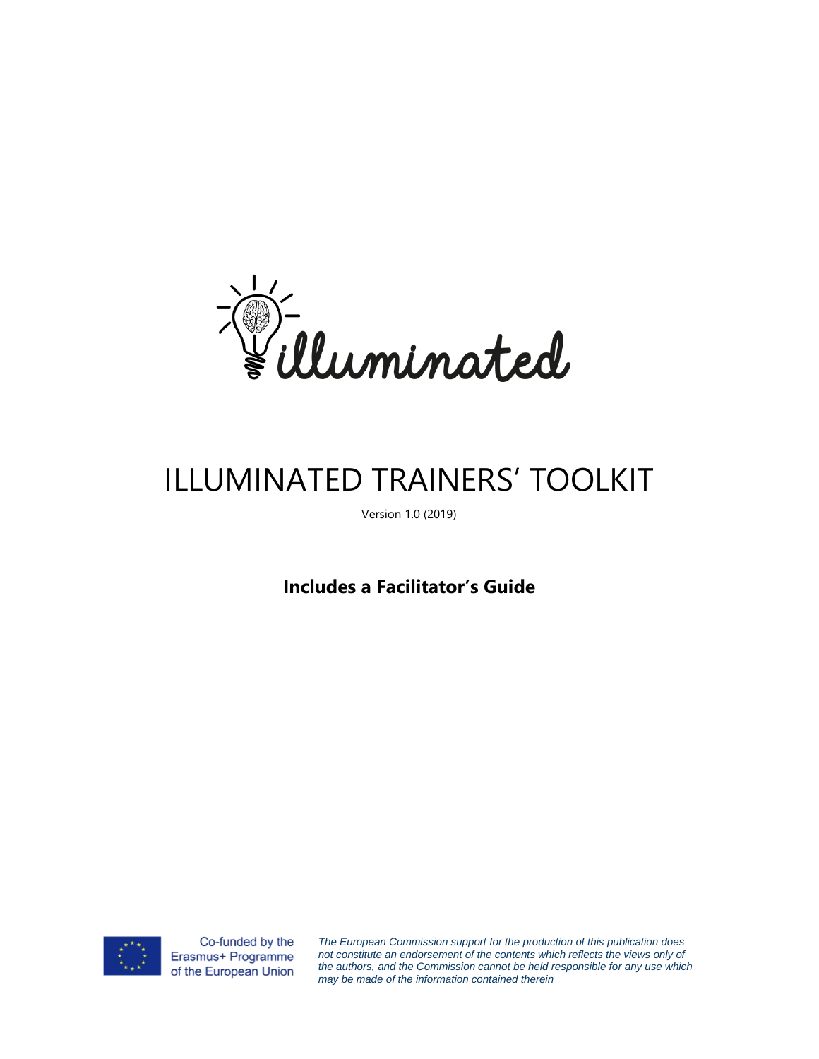illuminated

# ILLUMINATED TRAINERS' TOOLKIT

Version 1.0 (2019)

**Includes a Facilitator's Guide**

Co-funded by the Erasmus+ Programme of the European Union

*The European Commission support for the production of this publication does not constitute an endorsement of the contents which reflects the views only of the authors, and the Commission cannot be held responsible for any use which may be made of the information contained therein*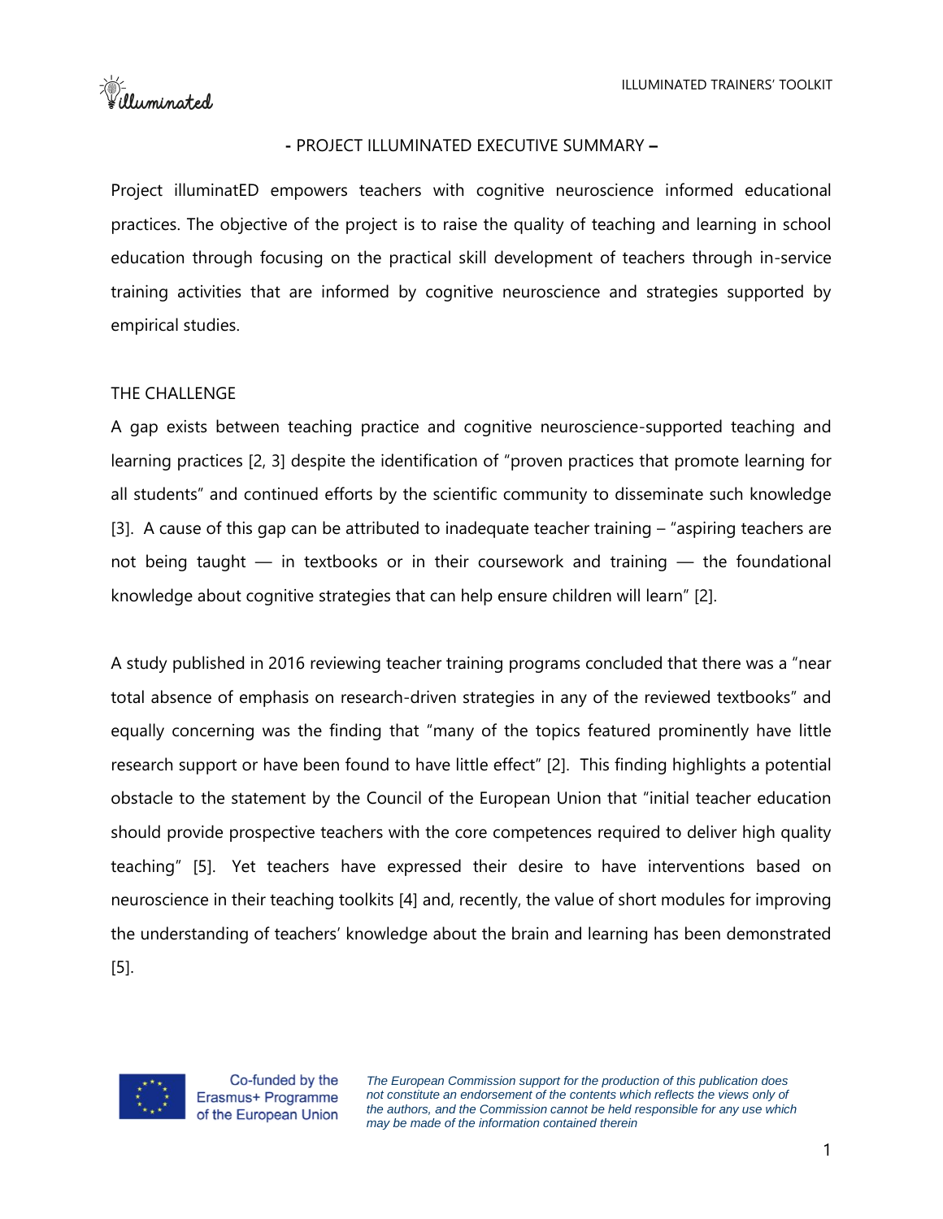## - PROJECT ILLUMINATED EXECUTIVE SUMMARY –

Project illuminatED empowers teachers with cognitive neuroscience informed educational practices. The objective of the project is to raise the quality of teaching and learning in school education through focusing on the practical skill development of teachers through in-service training activities that are informed by cognitive neuroscience and strategies supported by empirical studies.

### THE CHALLENGE

A gap exists between teaching practice and cognitive neuroscience-supported teaching and learning practices [2, 3] despite the identification of "proven practices that promote learning for all students" and continued efforts by the scientific community to disseminate such knowledge [3]. A cause of this gap can be attributed to inadequate teacher training – "aspiring teachers are not being taught — in textbooks or in their coursework and training — the foundational knowledge about cognitive strategies that can help ensure children will learn" [2].

A study published in 2016 reviewing teacher training programs concluded that there was a "near total absence of emphasis on research-driven strategies in any of the reviewed textbooks" and equally concerning was the finding that "many of the topics featured prominently have little research support or have been found to have little effect" [2]. This finding highlights a potential obstacle to the statement by the Council of the European Union that "initial teacher education should provide prospective teachers with the core competences required to deliver high quality teaching" [5]. Yet teachers have expressed their desire to have interventions based on neuroscience in their teaching toolkits [4] and, recently, the value of short modules for improving the understanding of teachers' knowledge about the brain and learning has been demonstrated [5].

Co-funded by the Erasmus+ Programme of the European Union

*The European Commission support for the production of this publication does not constitute an endorsement of the contents which reflects the views only of the authors, and the Commission cannot be held responsible for any use which may be made of the information contained therein*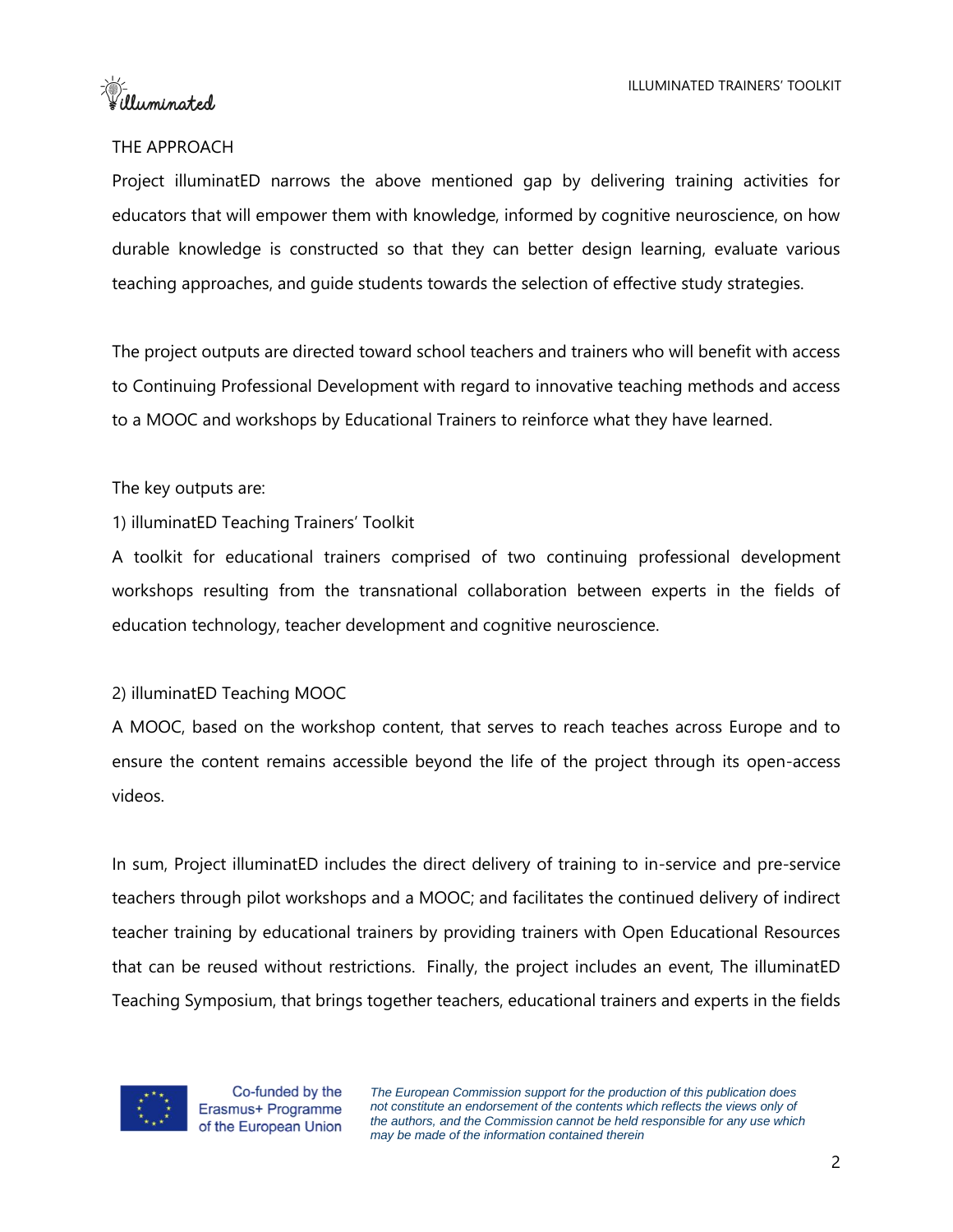## THE APPROACH

Project illuminatED narrows the above mentioned gap by delivering training activities for educators that will empower them with knowledge, informed by cognitive neuroscience, on how durable knowledge is constructed so that they can better design learning, evaluate various teaching approaches, and guide students towards the selection of effective study strategies.

The project outputs are directed toward school teachers and trainers who will benefit with access to Continuing Professional Development with regard to innovative teaching methods and access to a MOOC and workshops by Educational Trainers to reinforce what they have learned.

The key outputs are:

1) illuminatED Teaching Trainers' Toolkit

A toolkit for educational trainers comprised of two continuing professional development workshops resulting from the transnational collaboration between experts in the fields of education technology, teacher development and cognitive neuroscience.

2) illuminatED Teaching MOOC

A MOOC, based on the workshop content, that serves to reach teaches across Europe and to ensure the content remains accessible beyond the life of the project through its open-access videos.

In sum, Project illuminatED includes the direct delivery of training to in-service and pre-service teachers through pilot workshops and a MOOC; and facilitates the continued delivery of indirect teacher training by educational trainers by providing trainers with Open Educational Resources that can be reused without restrictions. Finally, the project includes an event, The illuminatED Teaching Symposium, that brings together teachers, educational trainers and experts in the fields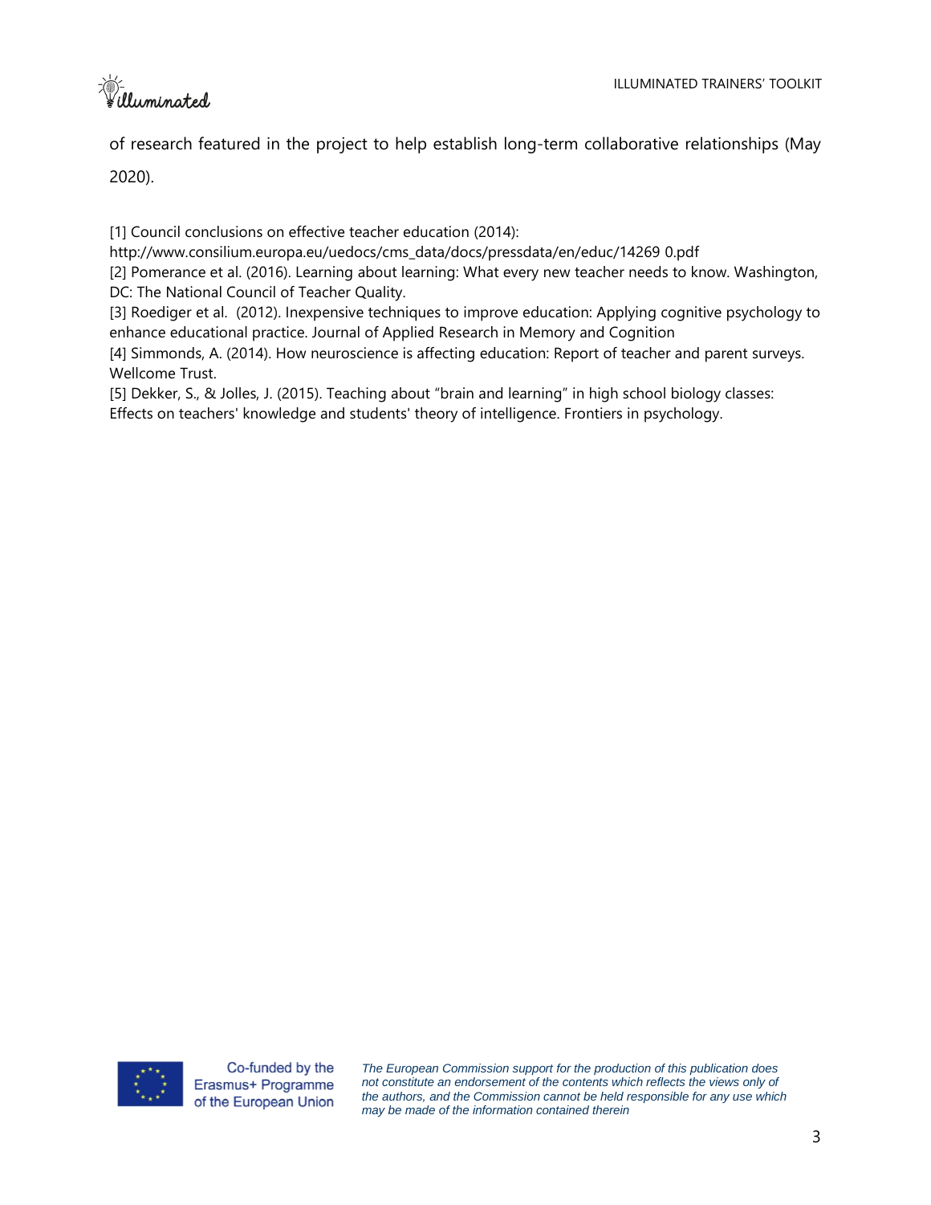of research featured in the project to help establish long-term collaborative relationships (May 2020).

[1] Council conclusions on effective teacher education (2014): http://www.consilium.europa.eu/uedocs/cms_data/docs/pressdata/en/educ/14269 0.pdf

[2] Pomerance et al. (2016). Learning about learning: What every new teacher needs to know. Washington, DC: The National Council of Teacher Quality.

[3] Roediger et al. (2012). Inexpensive techniques to improve education: Applying cognitive psychology to enhance educational practice. Journal of Applied Research in Memory and Cognition

[4] Simmonds, A. (2014). How neuroscience is affecting education: Report of teacher and parent surveys. Wellcome Trust.

[5] Dekker, S., & Jolles, J. (2015). Teaching about "brain and learning" in high school biology classes: Effects on teachers' knowledge and students' theory of intelligence. Frontiers in psychology.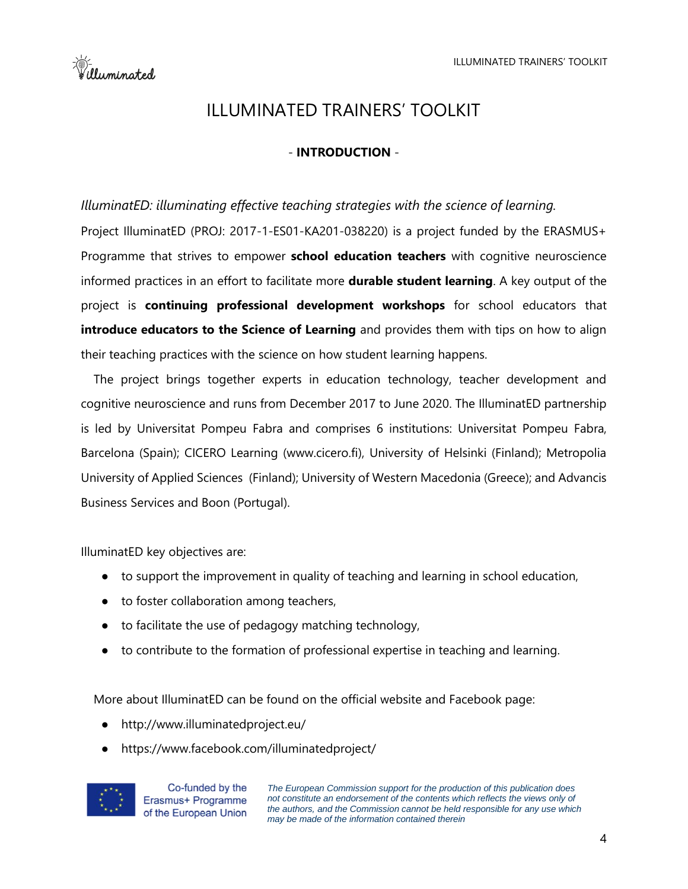# ILLUMINATED TRAINERS' TOOLKIT

## - **INTRODUCTION** -

*IlluminatED: illuminating effective teaching strategies with the science of learning.*

Project IlluminatED (PROJ: 2017-1-ES01-KA201-038220) is a project funded by the ERASMUS+ Programme that strives to empower **school education teachers** with cognitive neuroscience informed practices in an effort to facilitate more **durable student learning**. A key output of the project is **continuing professional development workshops** for school educators that **introduce educators to the Science of Learning** and provides them with tips on how to align their teaching practices with the science on how student learning happens.

The project brings together experts in education technology, teacher development and cognitive neuroscience and runs from December 2017 to June 2020. The IlluminatED partnership is led by Universitat Pompeu Fabra and comprises 6 institutions: Universitat Pompeu Fabra, Barcelona (Spain); CICERO Learning (www.cicero.fi), University of Helsinki (Finland); Metropolia University of Applied Sciences (Finland); University of Western Macedonia (Greece); and Advancis Business Services and Boon (Portugal).

IlluminatED key objectives are:

- to support the improvement in quality of teaching and learning in school education,
- to foster collaboration among teachers,
- to facilitate the use of pedagogy matching technology,
- to contribute to the formation of professional expertise in teaching and learning.

More about IlluminatED can be found on the official website and Facebook page:

- http://www.illuminatedproject.eu/
- https://www.facebook.com/illuminatedproject/

Co-funded by the Erasmus+ Programme of the European Union

*The European Commission support for the production of this publication does not constitute an endorsement of the contents which reflects the views only of the authors, and the Commission cannot be held responsible for any use which may be made of the information contained therein*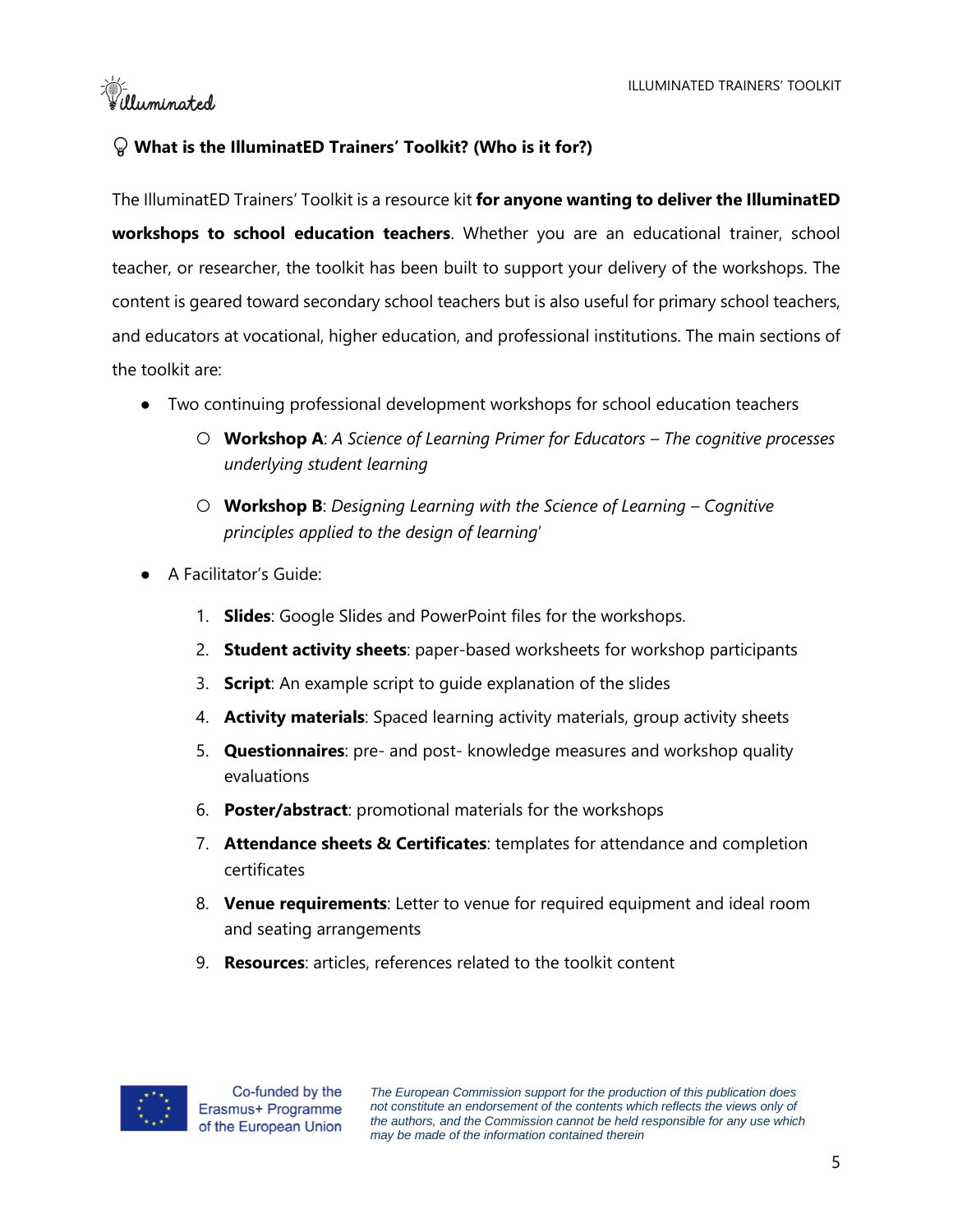## What is the IlluminatED Trainers' Toolkit? (Who is it for?)

The IlluminatED Trainers' Toolkit is a resource kit **for anyone wanting to deliver the IlluminatED workshops to school education teachers**. Whether you are an educational trainer, school teacher, or researcher, the toolkit has been built to support your delivery of the workshops. The content is geared toward secondary school teachers but is also useful for primary school teachers, and educators at vocational, higher education, and professional institutions. The main sections of the toolkit are:

- Two continuing professional development workshops for school education teachers
  - **Workshop A**: *A Science of Learning Primer for Educators – The cognitive processes underlying student learning*
  - **Workshop B**: *Designing Learning with the Science of Learning – Cognitive principles applied to the design of learning'*
- A Facilitator's Guide:
  1. **Slides**: Google Slides and PowerPoint files for the workshops.
  2. **Student activity sheets**: paper-based worksheets for workshop participants
  3. **Script**: An example script to guide explanation of the slides
  4. **Activity materials**: Spaced learning activity materials, group activity sheets
  5. **Questionnaires**: pre- and post- knowledge measures and workshop quality evaluations
  6. **Poster/abstract**: promotional materials for the workshops
  7. **Attendance sheets & Certificates**: templates for attendance and completion certificates
  8. **Venue requirements**: Letter to venue for required equipment and ideal room and seating arrangements
  9. **Resources**: articles, references related to the toolkit content

Co-funded by the Erasmus+ Programme of the European Union

*The European Commission support for the production of this publication does not constitute an endorsement of the contents which reflects the views only of the authors, and the Commission cannot be held responsible for any use which may be made of the information contained therein*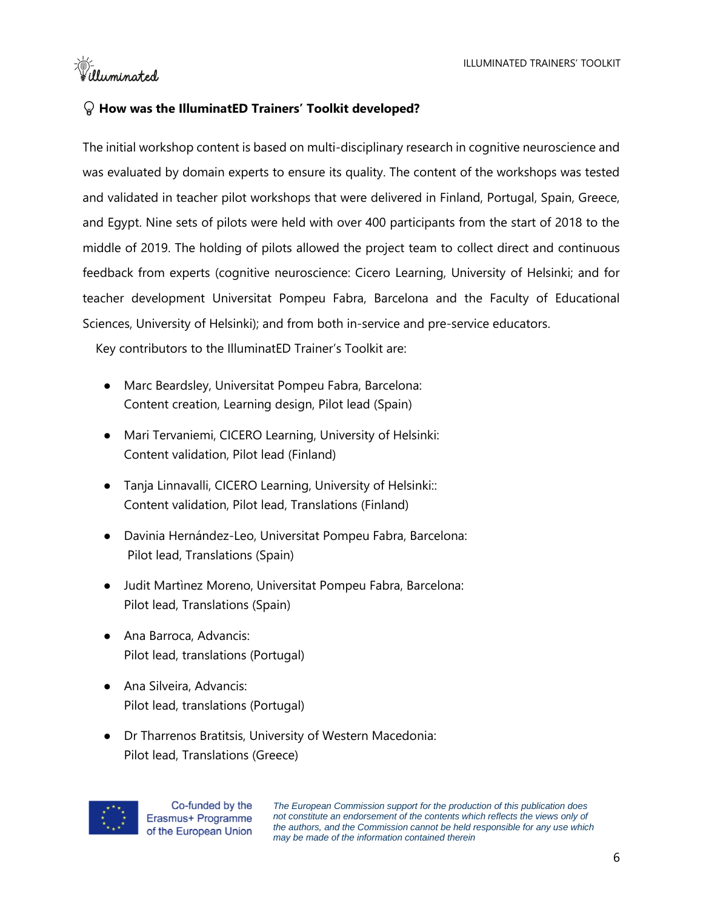## 💡 How was the IlluminatED Trainers' Toolkit developed?

The initial workshop content is based on multi-disciplinary research in cognitive neuroscience and was evaluated by domain experts to ensure its quality. The content of the workshops was tested and validated in teacher pilot workshops that were delivered in Finland, Portugal, Spain, Greece, and Egypt. Nine sets of pilots were held with over 400 participants from the start of 2018 to the middle of 2019. The holding of pilots allowed the project team to collect direct and continuous feedback from experts (cognitive neuroscience: Cicero Learning, University of Helsinki; and for teacher development Universitat Pompeu Fabra, Barcelona and the Faculty of Educational Sciences, University of Helsinki); and from both in-service and pre-service educators.

Key contributors to the IlluminatED Trainer's Toolkit are:

- Marc Beardsley, Universitat Pompeu Fabra, Barcelona:
  Content creation, Learning design, Pilot lead (Spain)
- Mari Tervaniemi, CICERO Learning, University of Helsinki:
  Content validation, Pilot lead (Finland)
- Tanja Linnavalli, CICERO Learning, University of Helsinki::
  Content validation, Pilot lead, Translations (Finland)
- Davinia Hernández-Leo, Universitat Pompeu Fabra, Barcelona:
  Pilot lead, Translations (Spain)
- Judit Martìnez Moreno, Universitat Pompeu Fabra, Barcelona:
  Pilot lead, Translations (Spain)
- Ana Barroca, Advancis:
  Pilot lead, translations (Portugal)
- Ana Silveira, Advancis:
  Pilot lead, translations (Portugal)
- Dr Tharrenos Bratitsis, University of Western Macedonia:
  Pilot lead, Translations (Greece)

Co-funded by the Erasmus+ Programme of the European Union

*The European Commission support for the production of this publication does not constitute an endorsement of the contents which reflects the views only of the authors, and the Commission cannot be held responsible for any use which may be made of the information contained therein*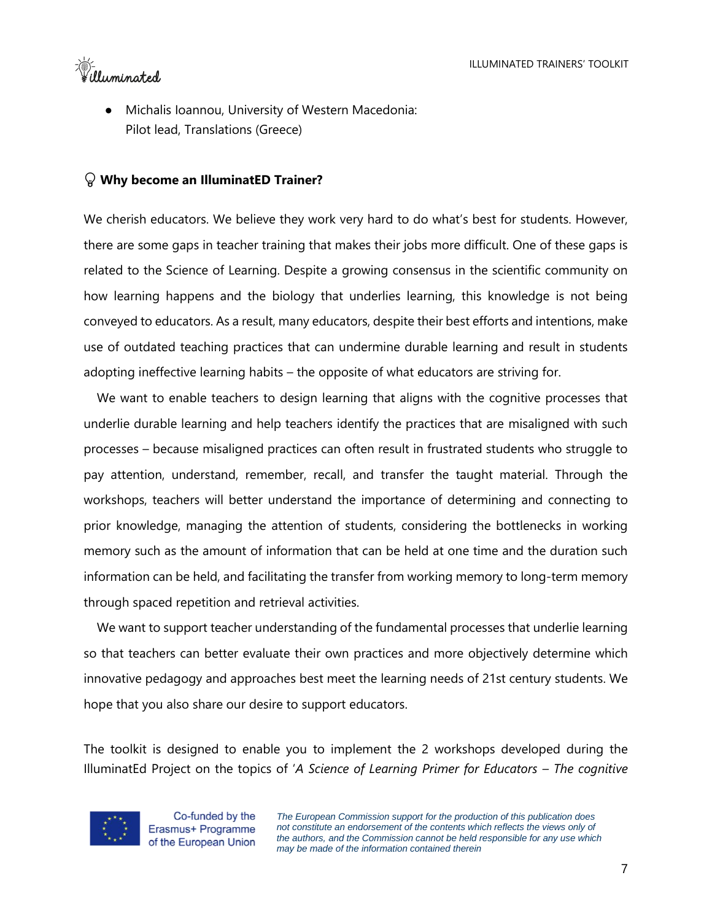- Michalis Ioannou, University of Western Macedonia: Pilot lead, Translations (Greece)

### Why become an IlluminatED Trainer?

We cherish educators. We believe they work very hard to do what's best for students. However, there are some gaps in teacher training that makes their jobs more difficult. One of these gaps is related to the Science of Learning. Despite a growing consensus in the scientific community on how learning happens and the biology that underlies learning, this knowledge is not being conveyed to educators. As a result, many educators, despite their best efforts and intentions, make use of outdated teaching practices that can undermine durable learning and result in students adopting ineffective learning habits – the opposite of what educators are striving for.

We want to enable teachers to design learning that aligns with the cognitive processes that underlie durable learning and help teachers identify the practices that are misaligned with such processes – because misaligned practices can often result in frustrated students who struggle to pay attention, understand, remember, recall, and transfer the taught material. Through the workshops, teachers will better understand the importance of determining and connecting to prior knowledge, managing the attention of students, considering the bottlenecks in working memory such as the amount of information that can be held at one time and the duration such information can be held, and facilitating the transfer from working memory to long-term memory through spaced repetition and retrieval activities.

We want to support teacher understanding of the fundamental processes that underlie learning so that teachers can better evaluate their own practices and more objectively determine which innovative pedagogy and approaches best meet the learning needs of 21st century students. We hope that you also share our desire to support educators.

The toolkit is designed to enable you to implement the 2 workshops developed during the IlluminatEd Project on the topics of '*A Science of Learning Primer for Educators – The cognitive*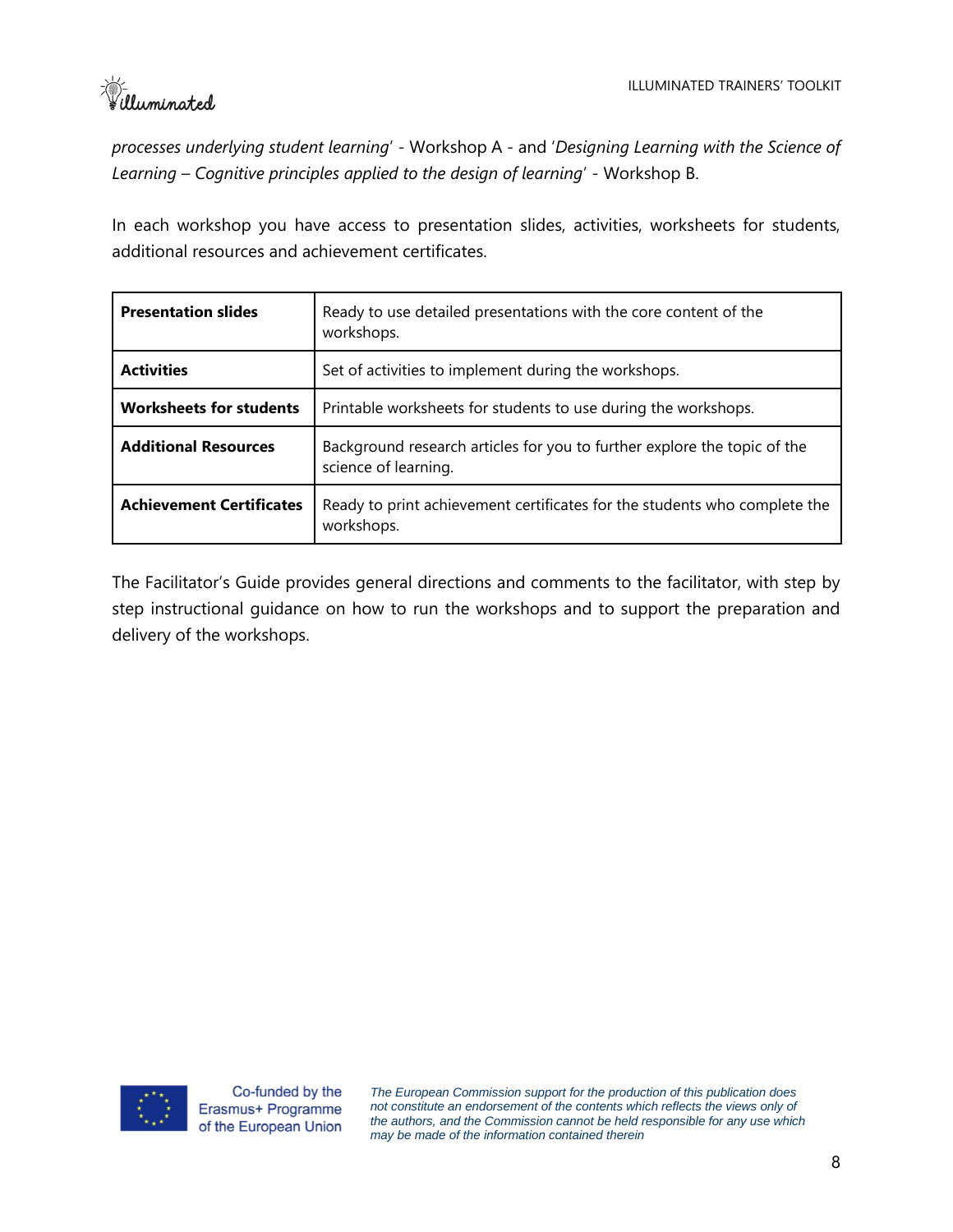*processes underlying student learning'* - Workshop A - and '*Designing Learning with the Science of Learning – Cognitive principles applied to the design of learning'* - Workshop B.

In each workshop you have access to presentation slides, activities, worksheets for students, additional resources and achievement certificates.

| | |
|---|---|
| **Presentation slides** | Ready to use detailed presentations with the core content of the workshops. |
| **Activities** | Set of activities to implement during the workshops. |
| **Worksheets for students** | Printable worksheets for students to use during the workshops. |
| **Additional Resources** | Background research articles for you to further explore the topic of the science of learning. |
| **Achievement Certificates** | Ready to print achievement certificates for the students who complete the workshops. |

The Facilitator's Guide provides general directions and comments to the facilitator, with step by step instructional guidance on how to run the workshops and to support the preparation and delivery of the workshops.